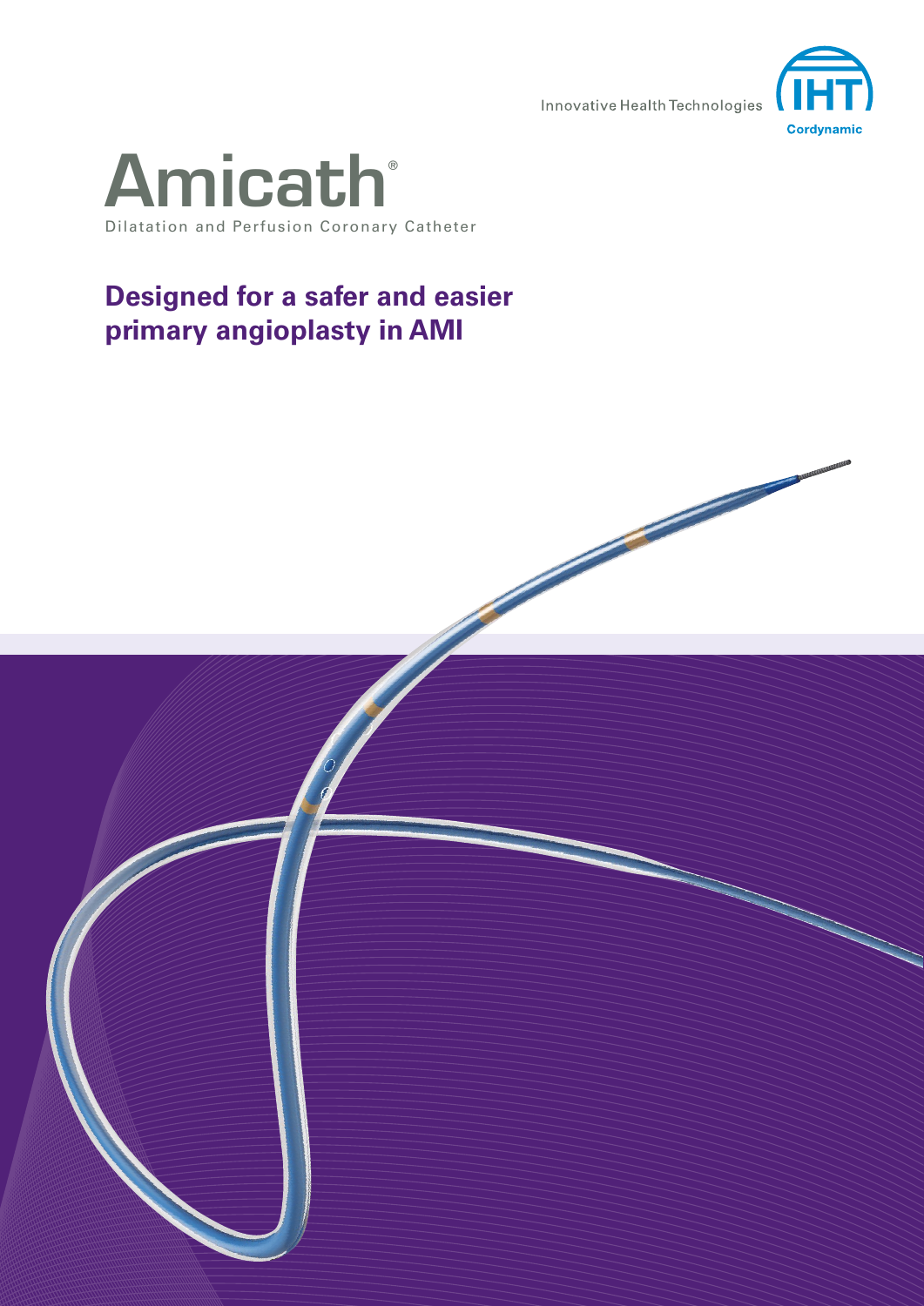Innovative Health Technologies

IHT Cordynamic

# Amicath®

Dilatation and Perfusion Coronary Catheter

## Designed for a safer and easier primary angioplasty in AMI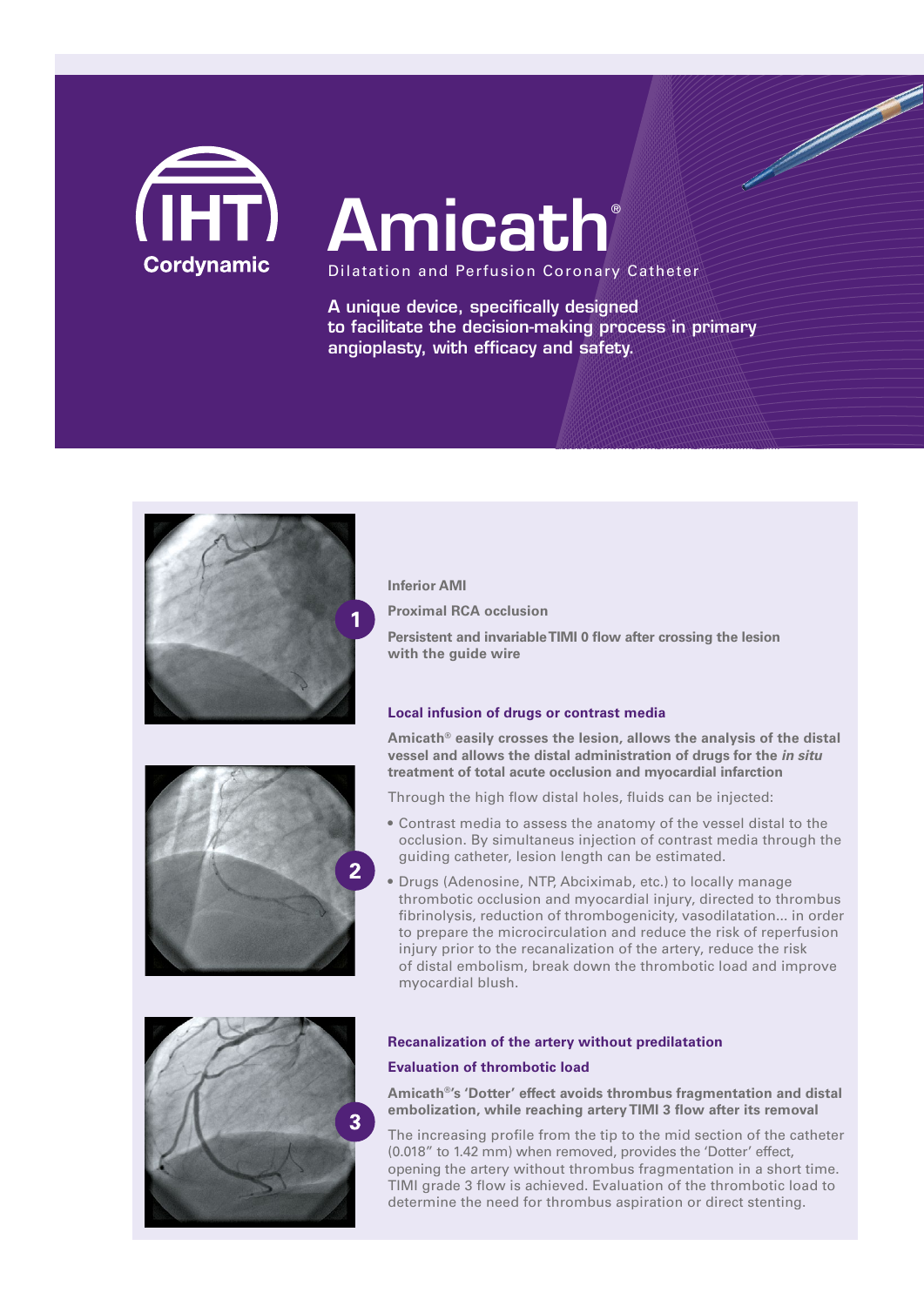IHT Cordynamic

# Amicath®

Dilatation and Perfusion Coronary Catheter

**A unique device, specifically designed to facilitate the decision-making process in primary angioplasty, with efficacy and safety.**

**1**

**Inferior AMI**

**Proximal RCA occlusion**

**Persistent and invariable TIMI 0 flow after crossing the lesion with the guide wire**

**2**

### Local infusion of drugs or contrast media

**Amicath® easily crosses the lesion, allows the analysis of the distal vessel and allows the distal administration of drugs for the *in situ* treatment of total acute occlusion and myocardial infarction**

Through the high flow distal holes, fluids can be injected:

- Contrast media to assess the anatomy of the vessel distal to the occlusion. By simultaneus injection of contrast media through the guiding catheter, lesion length can be estimated.
- Drugs (Adenosine, NTP, Abciximab, etc.) to locally manage thrombotic occlusion and myocardial injury, directed to thrombus fibrinolysis, reduction of thrombogenicity, vasodilatation... in order to prepare the microcirculation and reduce the risk of reperfusion injury prior to the recanalization of the artery, reduce the risk of distal embolism, break down the thrombotic load and improve myocardial blush.

**3**

### Recanalization of the artery without predilatation

### Evaluation of thrombotic load

**Amicath®'s 'Dotter' effect avoids thrombus fragmentation and distal embolization, while reaching artery TIMI 3 flow after its removal**

The increasing profile from the tip to the mid section of the catheter (0.018" to 1.42 mm) when removed, provides the 'Dotter' effect, opening the artery without thrombus fragmentation in a short time. TIMI grade 3 flow is achieved. Evaluation of the thrombotic load to determine the need for thrombus aspiration or direct stenting.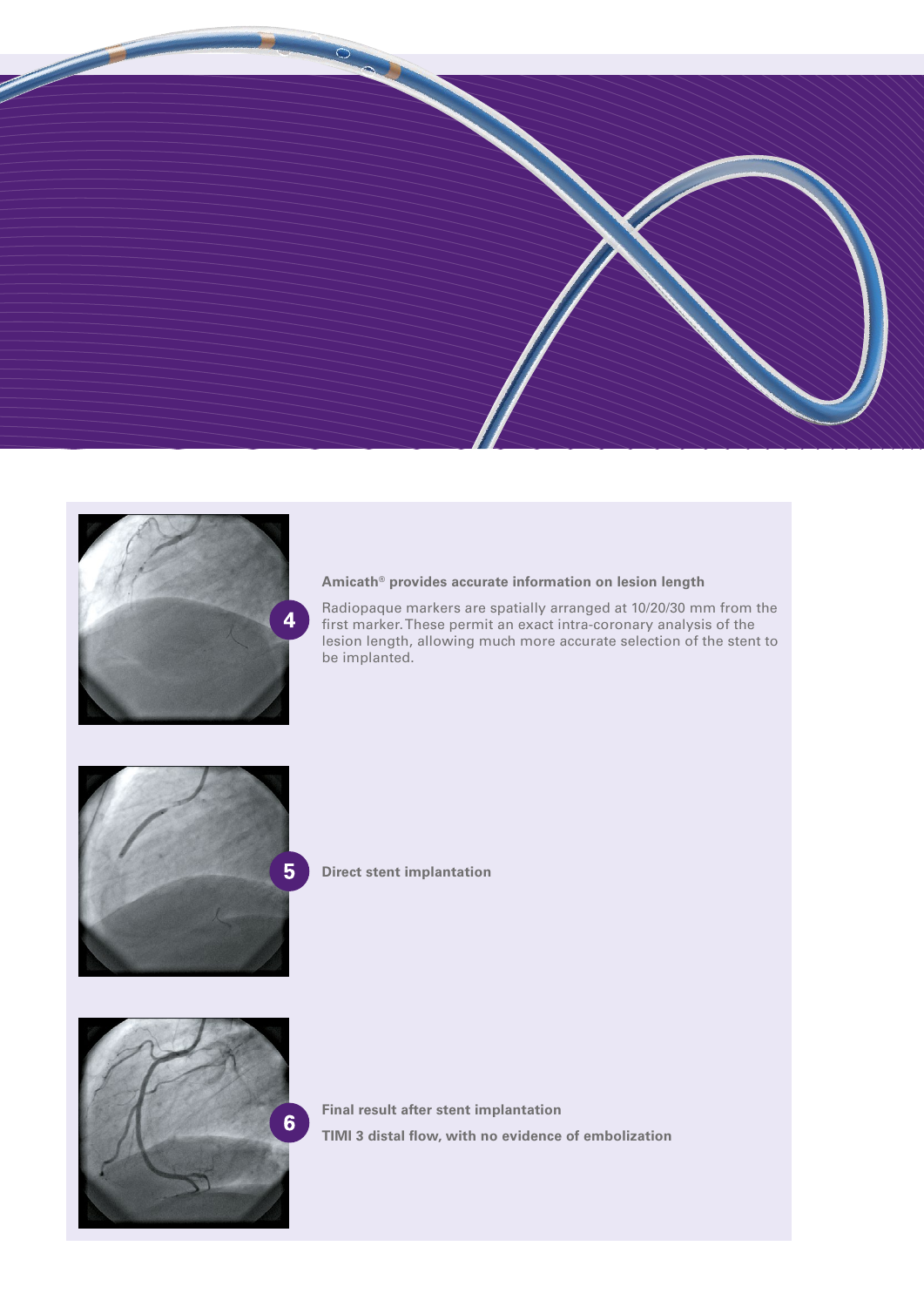**4**

**Amicath® provides accurate information on lesion length**

Radiopaque markers are spatially arranged at 10/20/30 mm from the first marker. These permit an exact intra-coronary analysis of the lesion length, allowing much more accurate selection of the stent to be implanted.

**5**

**Direct stent implantation**

**6**

**Final result after stent implantation**

**TIMI 3 distal flow, with no evidence of embolization**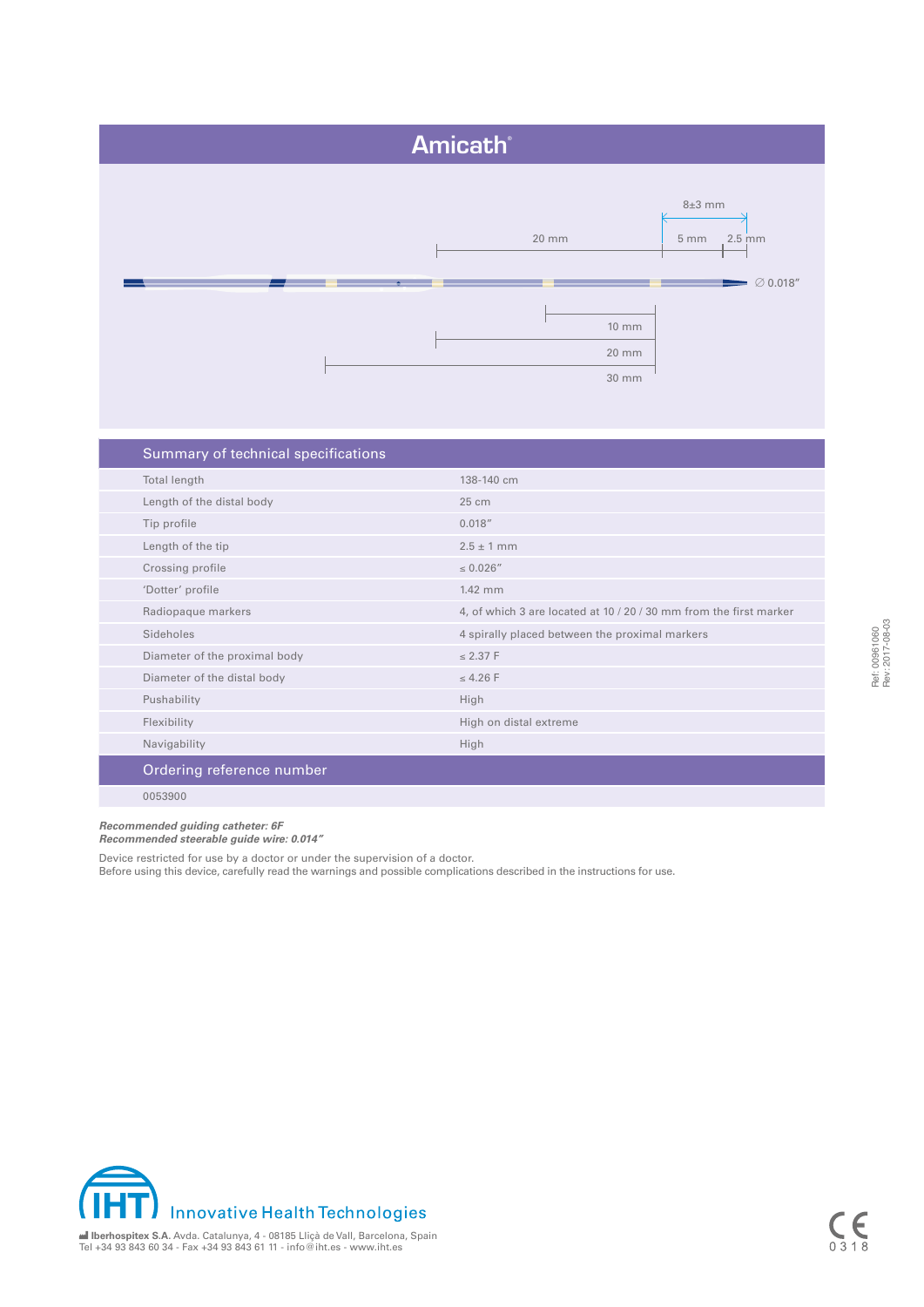# Amicath®

8±3 mm
20 mm
5 mm
2.5 mm
∅ 0.018″
10 mm
20 mm
30 mm

## Summary of technical specifications

| | |
|---|---|
| Total length | 138-140 cm |
| Length of the distal body | 25 cm |
| Tip profile | 0.018″ |
| Length of the tip | 2.5 ± 1 mm |
| Crossing profile | ≤ 0.026″ |
| 'Dotter' profile | 1.42 mm |
| Radiopaque markers | 4, of which 3 are located at 10 / 20 / 30 mm from the first marker |
| Sideholes | 4 spirally placed between the proximal markers |
| Diameter of the proximal body | ≤ 2.37 F |
| Diameter of the distal body | ≤ 4.26 F |
| Pushability | High |
| Flexibility | High on distal extreme |
| Navigability | High |

## Ordering reference number

0053900

***Recommended guiding catheter: 6F***
***Recommended steerable guide wire: 0.014″***

Device restricted for use by a doctor or under the supervision of a doctor.
Before using this device, carefully read the warnings and possible complications described in the instructions for use.

Ref: 00961060
Rev: 2017-08-03

IHT Innovative Health Technologies

**Iberhospitex S.A.** Avda. Catalunya, 4 - 08185 Lliçà de Vall, Barcelona, Spain
Tel +34 93 843 60 34 - Fax +34 93 843 61 11 - info@iht.es - www.iht.es

CE 0318